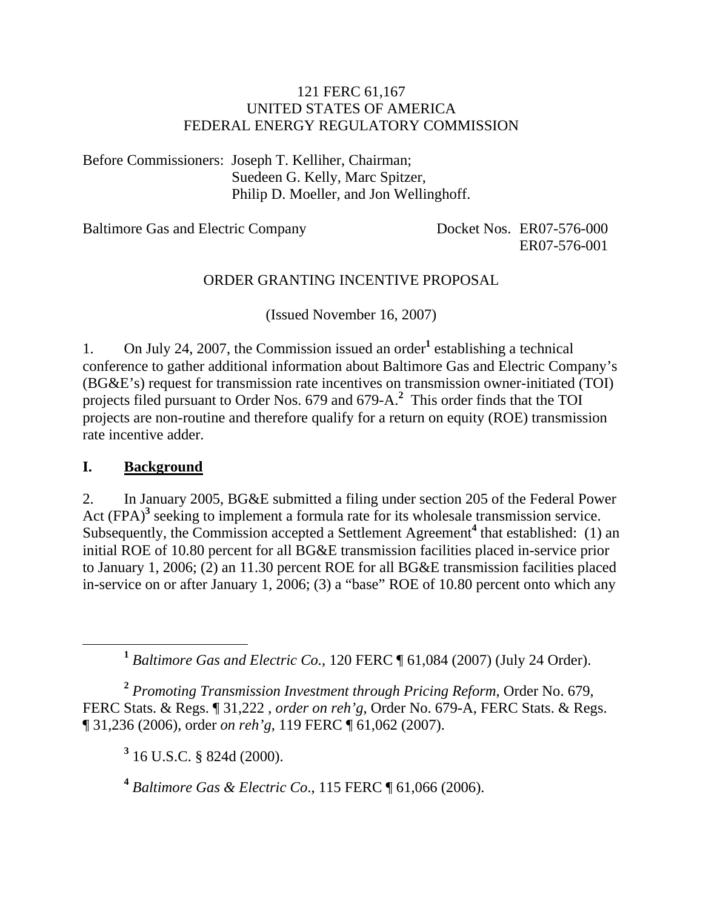121 FERC 61,167
UNITED STATES OF AMERICA
FEDERAL ENERGY REGULATORY COMMISSION

Before Commissioners: Joseph T. Kelliher, Chairman;
Suedeen G. Kelly, Marc Spitzer,
Philip D. Moeller, and Jon Wellinghoff.

Baltimore Gas and Electric Company — Docket Nos. ER07-576-000, ER07-576-001

ORDER GRANTING INCENTIVE PROPOSAL

(Issued November 16, 2007)

1. On July 24, 2007, the Commission issued an order[1] establishing a technical conference to gather additional information about Baltimore Gas and Electric Company's (BG&E's) request for transmission rate incentives on transmission owner-initiated (TOI) projects filed pursuant to Order Nos. 679 and 679-A.[2] This order finds that the TOI projects are non-routine and therefore qualify for a return on equity (ROE) transmission rate incentive adder.

## I. Background

2. In January 2005, BG&E submitted a filing under section 205 of the Federal Power Act (FPA)[3] seeking to implement a formula rate for its wholesale transmission service. Subsequently, the Commission accepted a Settlement Agreement[4] that established: (1) an initial ROE of 10.80 percent for all BG&E transmission facilities placed in-service prior to January 1, 2006; (2) an 11.30 percent ROE for all BG&E transmission facilities placed in-service on or after January 1, 2006; (3) a "base" ROE of 10.80 percent onto which any

---

[1] *Baltimore Gas and Electric Co.*, 120 FERC ¶ 61,084 (2007) (July 24 Order).

[2] *Promoting Transmission Investment through Pricing Reform*, Order No. 679, FERC Stats. & Regs. ¶ 31,222 , *order on reh'g*, Order No. 679-A, FERC Stats. & Regs. ¶ 31,236 (2006), order *on reh'g*, 119 FERC ¶ 61,062 (2007).

[3] 16 U.S.C. § 824d (2000).

[4] *Baltimore Gas & Electric Co.*, 115 FERC ¶ 61,066 (2006).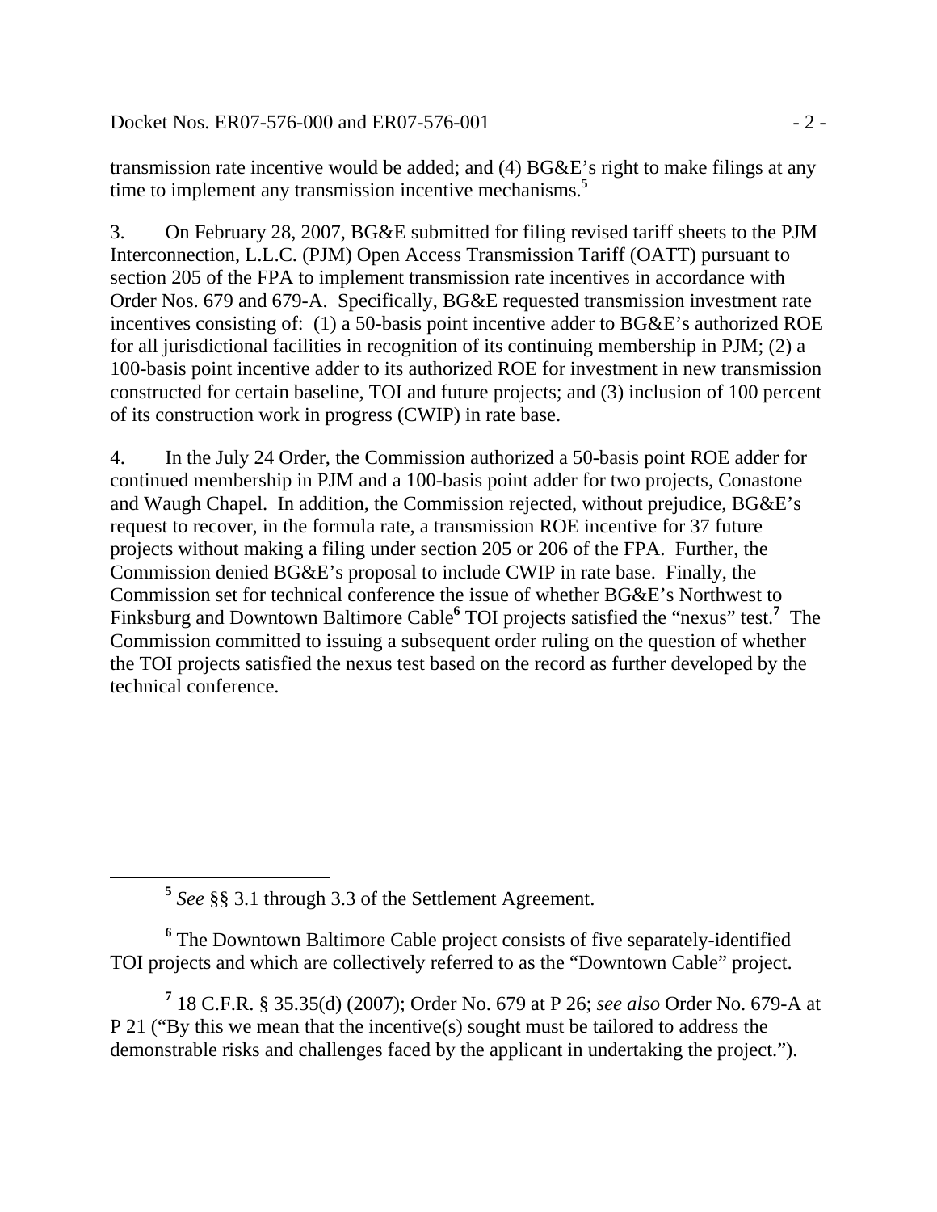transmission rate incentive would be added; and (4) BG&E's right to make filings at any time to implement any transmission incentive mechanisms.[5]

3. On February 28, 2007, BG&E submitted for filing revised tariff sheets to the PJM Interconnection, L.L.C. (PJM) Open Access Transmission Tariff (OATT) pursuant to section 205 of the FPA to implement transmission rate incentives in accordance with Order Nos. 679 and 679-A. Specifically, BG&E requested transmission investment rate incentives consisting of: (1) a 50-basis point incentive adder to BG&E's authorized ROE for all jurisdictional facilities in recognition of its continuing membership in PJM; (2) a 100-basis point incentive adder to its authorized ROE for investment in new transmission constructed for certain baseline, TOI and future projects; and (3) inclusion of 100 percent of its construction work in progress (CWIP) in rate base.

4. In the July 24 Order, the Commission authorized a 50-basis point ROE adder for continued membership in PJM and a 100-basis point adder for two projects, Conastone and Waugh Chapel. In addition, the Commission rejected, without prejudice, BG&E's request to recover, in the formula rate, a transmission ROE incentive for 37 future projects without making a filing under section 205 or 206 of the FPA. Further, the Commission denied BG&E's proposal to include CWIP in rate base. Finally, the Commission set for technical conference the issue of whether BG&E's Northwest to Finksburg and Downtown Baltimore Cable[6] TOI projects satisfied the "nexus" test.[7] The Commission committed to issuing a subsequent order ruling on the question of whether the TOI projects satisfied the nexus test based on the record as further developed by the technical conference.

---

[5] *See* §§ 3.1 through 3.3 of the Settlement Agreement.

[6] The Downtown Baltimore Cable project consists of five separately-identified TOI projects and which are collectively referred to as the "Downtown Cable" project.

[7] 18 C.F.R. § 35.35(d) (2007); Order No. 679 at P 26; *see also* Order No. 679-A at P 21 ("By this we mean that the incentive(s) sought must be tailored to address the demonstrable risks and challenges faced by the applicant in undertaking the project.").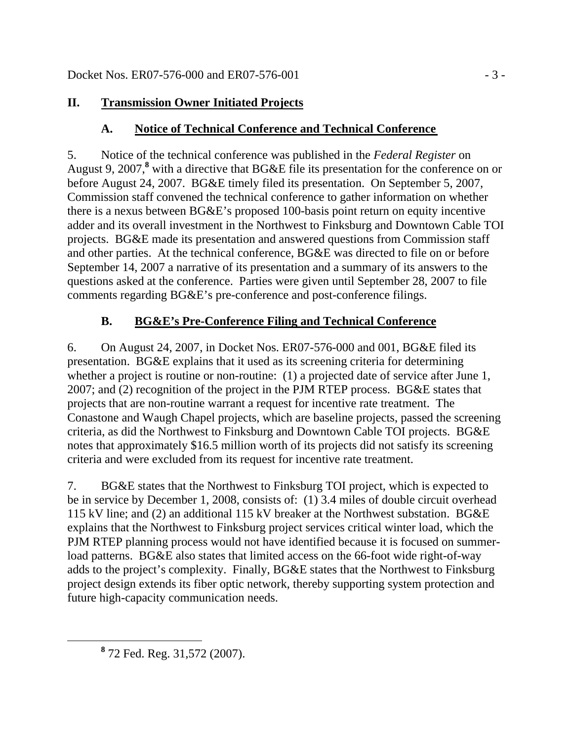## II. Transmission Owner Initiated Projects

### A. Notice of Technical Conference and Technical Conference

5. Notice of the technical conference was published in the *Federal Register* on August 9, 2007,[8] with a directive that BG&E file its presentation for the conference on or before August 24, 2007. BG&E timely filed its presentation. On September 5, 2007, Commission staff convened the technical conference to gather information on whether there is a nexus between BG&E's proposed 100-basis point return on equity incentive adder and its overall investment in the Northwest to Finksburg and Downtown Cable TOI projects. BG&E made its presentation and answered questions from Commission staff and other parties. At the technical conference, BG&E was directed to file on or before September 14, 2007 a narrative of its presentation and a summary of its answers to the questions asked at the conference. Parties were given until September 28, 2007 to file comments regarding BG&E's pre-conference and post-conference filings.

### B. BG&E's Pre-Conference Filing and Technical Conference

6. On August 24, 2007, in Docket Nos. ER07-576-000 and 001, BG&E filed its presentation. BG&E explains that it used as its screening criteria for determining whether a project is routine or non-routine: (1) a projected date of service after June 1, 2007; and (2) recognition of the project in the PJM RTEP process. BG&E states that projects that are non-routine warrant a request for incentive rate treatment. The Conastone and Waugh Chapel projects, which are baseline projects, passed the screening criteria, as did the Northwest to Finksburg and Downtown Cable TOI projects. BG&E notes that approximately $16.5 million worth of its projects did not satisfy its screening criteria and were excluded from its request for incentive rate treatment.

7. BG&E states that the Northwest to Finksburg TOI project, which is expected to be in service by December 1, 2008, consists of: (1) 3.4 miles of double circuit overhead 115 kV line; and (2) an additional 115 kV breaker at the Northwest substation. BG&E explains that the Northwest to Finksburg project services critical winter load, which the PJM RTEP planning process would not have identified because it is focused on summer-load patterns. BG&E also states that limited access on the 66-foot wide right-of-way adds to the project's complexity. Finally, BG&E states that the Northwest to Finksburg project design extends its fiber optic network, thereby supporting system protection and future high-capacity communication needs.

[8] 72 Fed. Reg. 31,572 (2007).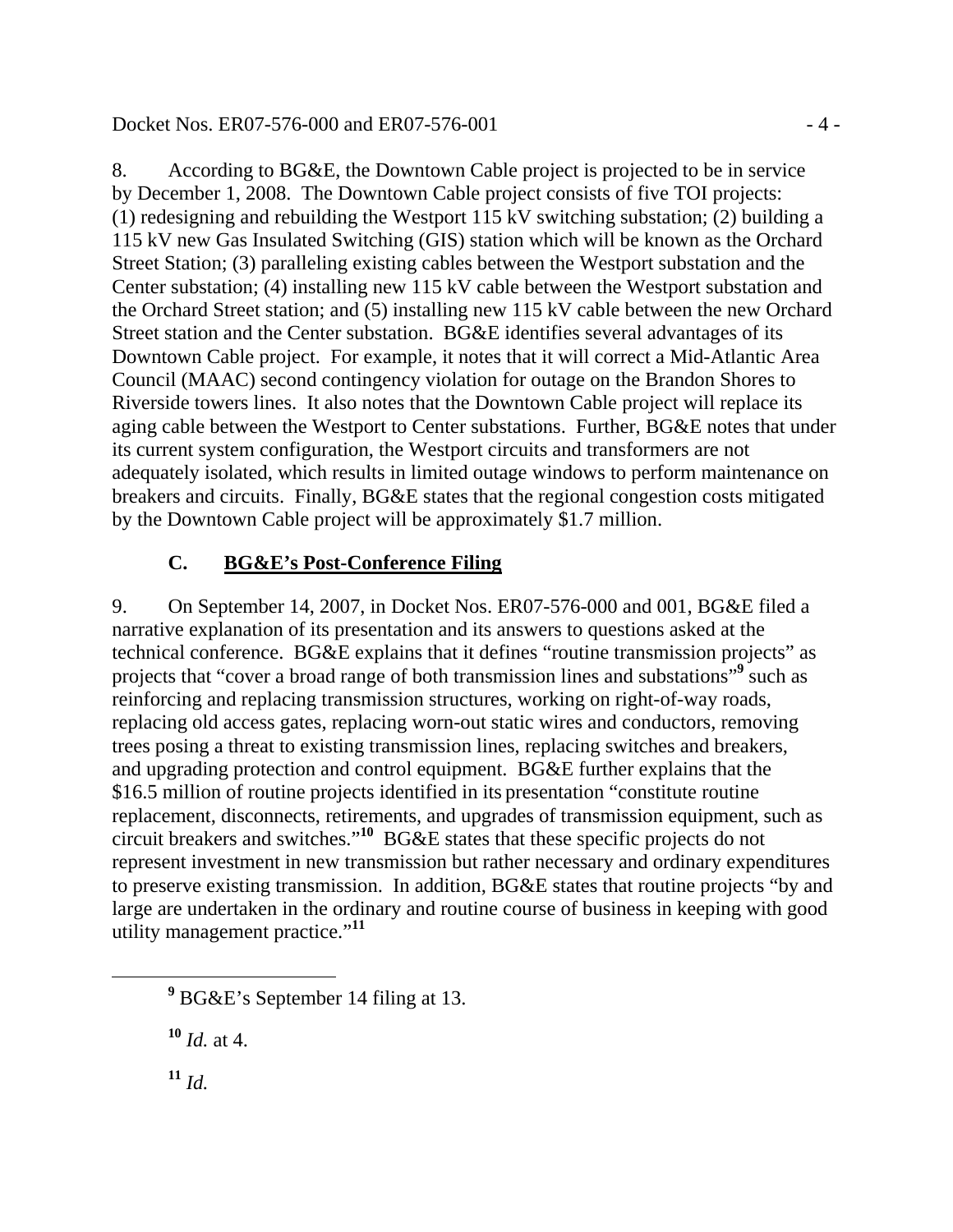8. According to BG&E, the Downtown Cable project is projected to be in service by December 1, 2008. The Downtown Cable project consists of five TOI projects: (1) redesigning and rebuilding the Westport 115 kV switching substation; (2) building a 115 kV new Gas Insulated Switching (GIS) station which will be known as the Orchard Street Station; (3) paralleling existing cables between the Westport substation and the Center substation; (4) installing new 115 kV cable between the Westport substation and the Orchard Street station; and (5) installing new 115 kV cable between the new Orchard Street station and the Center substation. BG&E identifies several advantages of its Downtown Cable project. For example, it notes that it will correct a Mid-Atlantic Area Council (MAAC) second contingency violation for outage on the Brandon Shores to Riverside towers lines. It also notes that the Downtown Cable project will replace its aging cable between the Westport to Center substations. Further, BG&E notes that under its current system configuration, the Westport circuits and transformers are not adequately isolated, which results in limited outage windows to perform maintenance on breakers and circuits. Finally, BG&E states that the regional congestion costs mitigated by the Downtown Cable project will be approximately $1.7 million.

### C. <u>BG&E's Post-Conference Filing</u>

9. On September 14, 2007, in Docket Nos. ER07-576-000 and 001, BG&E filed a narrative explanation of its presentation and its answers to questions asked at the technical conference. BG&E explains that it defines "routine transmission projects" as projects that "cover a broad range of both transmission lines and substations"[9] such as reinforcing and replacing transmission structures, working on right-of-way roads, replacing old access gates, replacing worn-out static wires and conductors, removing trees posing a threat to existing transmission lines, replacing switches and breakers, and upgrading protection and control equipment. BG&E further explains that the $16.5 million of routine projects identified in its presentation "constitute routine replacement, disconnects, retirements, and upgrades of transmission equipment, such as circuit breakers and switches."[10] BG&E states that these specific projects do not represent investment in new transmission but rather necessary and ordinary expenditures to preserve existing transmission. In addition, BG&E states that routine projects "by and large are undertaken in the ordinary and routine course of business in keeping with good utility management practice."[11]

---

[9] BG&E's September 14 filing at 13.

[10] *Id.* at 4.

[11] *Id.*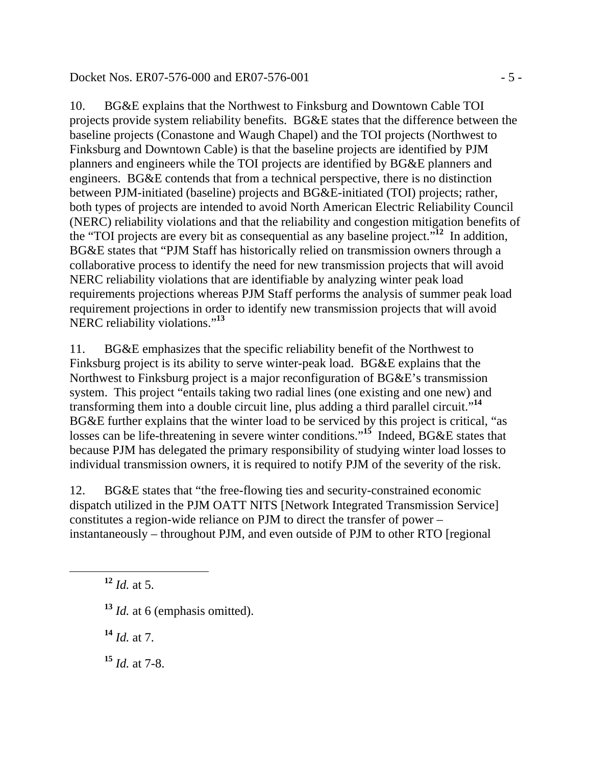10. BG&E explains that the Northwest to Finksburg and Downtown Cable TOI projects provide system reliability benefits. BG&E states that the difference between the baseline projects (Conastone and Waugh Chapel) and the TOI projects (Northwest to Finksburg and Downtown Cable) is that the baseline projects are identified by PJM planners and engineers while the TOI projects are identified by BG&E planners and engineers. BG&E contends that from a technical perspective, there is no distinction between PJM-initiated (baseline) projects and BG&E-initiated (TOI) projects; rather, both types of projects are intended to avoid North American Electric Reliability Council (NERC) reliability violations and that the reliability and congestion mitigation benefits of the "TOI projects are every bit as consequential as any baseline project."[12] In addition, BG&E states that "PJM Staff has historically relied on transmission owners through a collaborative process to identify the need for new transmission projects that will avoid NERC reliability violations that are identifiable by analyzing winter peak load requirements projections whereas PJM Staff performs the analysis of summer peak load requirement projections in order to identify new transmission projects that will avoid NERC reliability violations."[13]

11. BG&E emphasizes that the specific reliability benefit of the Northwest to Finksburg project is its ability to serve winter-peak load. BG&E explains that the Northwest to Finksburg project is a major reconfiguration of BG&E's transmission system. This project "entails taking two radial lines (one existing and one new) and transforming them into a double circuit line, plus adding a third parallel circuit."[14] BG&E further explains that the winter load to be serviced by this project is critical, "as losses can be life-threatening in severe winter conditions."[15] Indeed, BG&E states that because PJM has delegated the primary responsibility of studying winter load losses to individual transmission owners, it is required to notify PJM of the severity of the risk.

12. BG&E states that "the free-flowing ties and security-constrained economic dispatch utilized in the PJM OATT NITS [Network Integrated Transmission Service] constitutes a region-wide reliance on PJM to direct the transfer of power – instantaneously – throughout PJM, and even outside of PJM to other RTO [regional

---

[12] *Id.* at 5.

[13] *Id.* at 6 (emphasis omitted).

[14] *Id.* at 7.

[15] *Id.* at 7-8.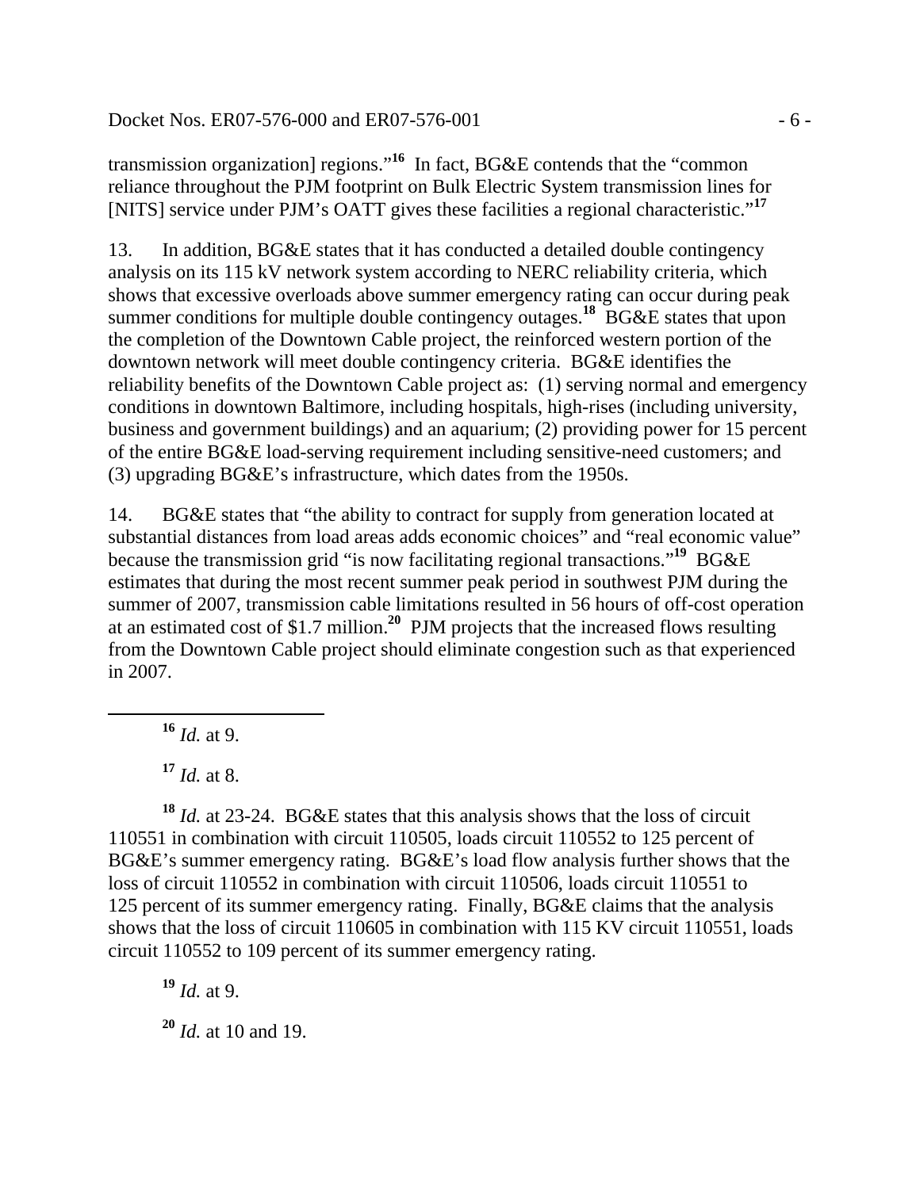transmission organization] regions."[16] In fact, BG&E contends that the "common reliance throughout the PJM footprint on Bulk Electric System transmission lines for [NITS] service under PJM's OATT gives these facilities a regional characteristic."[17]

13. In addition, BG&E states that it has conducted a detailed double contingency analysis on its 115 kV network system according to NERC reliability criteria, which shows that excessive overloads above summer emergency rating can occur during peak summer conditions for multiple double contingency outages.[18] BG&E states that upon the completion of the Downtown Cable project, the reinforced western portion of the downtown network will meet double contingency criteria. BG&E identifies the reliability benefits of the Downtown Cable project as: (1) serving normal and emergency conditions in downtown Baltimore, including hospitals, high-rises (including university, business and government buildings) and an aquarium; (2) providing power for 15 percent of the entire BG&E load-serving requirement including sensitive-need customers; and (3) upgrading BG&E's infrastructure, which dates from the 1950s.

14. BG&E states that "the ability to contract for supply from generation located at substantial distances from load areas adds economic choices" and "real economic value" because the transmission grid "is now facilitating regional transactions."[19] BG&E estimates that during the most recent summer peak period in southwest PJM during the summer of 2007, transmission cable limitations resulted in 56 hours of off-cost operation at an estimated cost of $1.7 million.[20] PJM projects that the increased flows resulting from the Downtown Cable project should eliminate congestion such as that experienced in 2007.

---

[16] *Id.* at 9.

[17] *Id.* at 8.

[18] *Id.* at 23-24. BG&E states that this analysis shows that the loss of circuit 110551 in combination with circuit 110505, loads circuit 110552 to 125 percent of BG&E's summer emergency rating. BG&E's load flow analysis further shows that the loss of circuit 110552 in combination with circuit 110506, loads circuit 110551 to 125 percent of its summer emergency rating. Finally, BG&E claims that the analysis shows that the loss of circuit 110605 in combination with 115 KV circuit 110551, loads circuit 110552 to 109 percent of its summer emergency rating.

[19] *Id.* at 9.

[20] *Id.* at 10 and 19.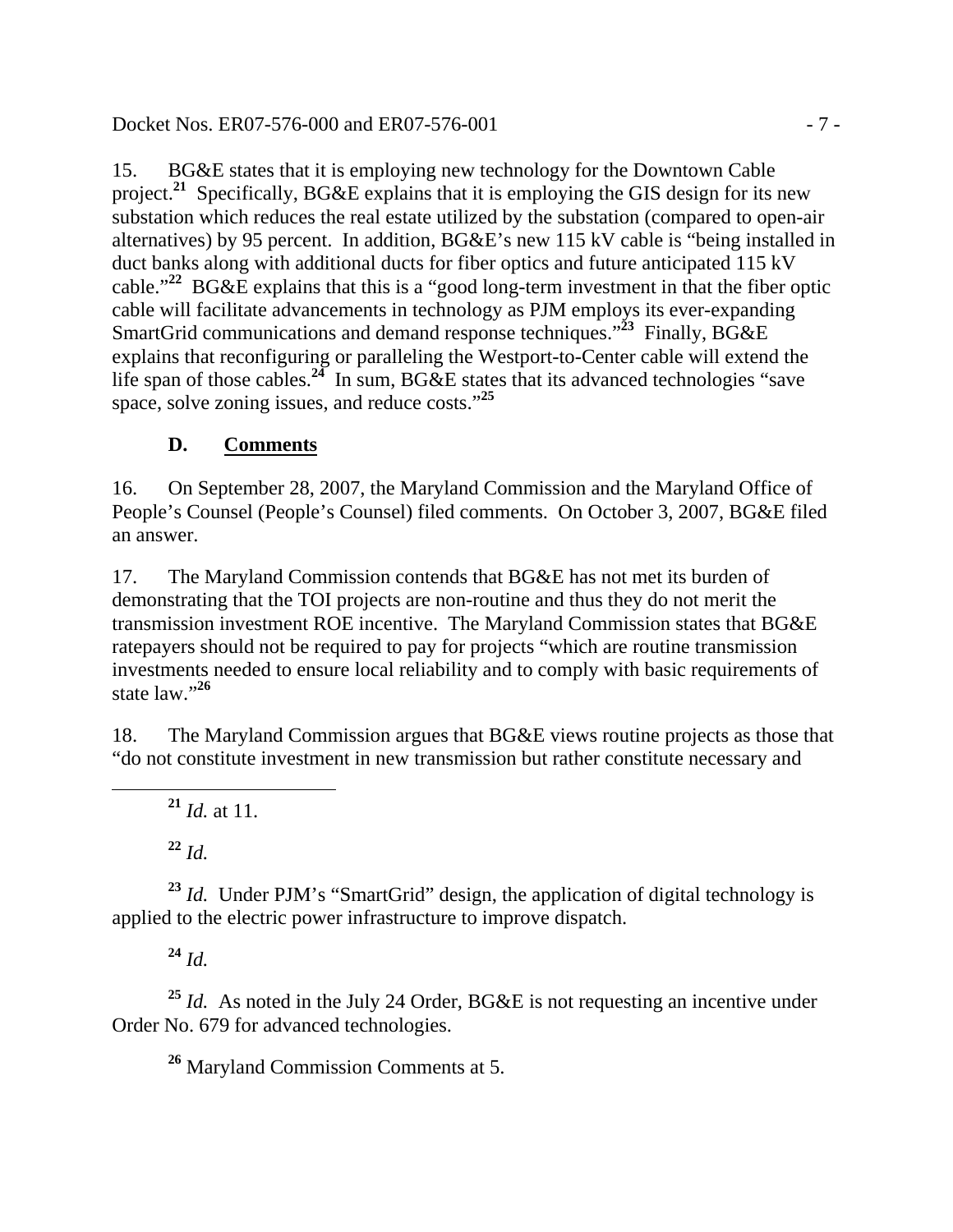15. BG&E states that it is employing new technology for the Downtown Cable project.[21] Specifically, BG&E explains that it is employing the GIS design for its new substation which reduces the real estate utilized by the substation (compared to open-air alternatives) by 95 percent. In addition, BG&E's new 115 kV cable is "being installed in duct banks along with additional ducts for fiber optics and future anticipated 115 kV cable."[22] BG&E explains that this is a "good long-term investment in that the fiber optic cable will facilitate advancements in technology as PJM employs its ever-expanding SmartGrid communications and demand response techniques."[23] Finally, BG&E explains that reconfiguring or paralleling the Westport-to-Center cable will extend the life span of those cables.[24] In sum, BG&E states that its advanced technologies "save space, solve zoning issues, and reduce costs."[25]

### D. Comments

16. On September 28, 2007, the Maryland Commission and the Maryland Office of People's Counsel (People's Counsel) filed comments. On October 3, 2007, BG&E filed an answer.

17. The Maryland Commission contends that BG&E has not met its burden of demonstrating that the TOI projects are non-routine and thus they do not merit the transmission investment ROE incentive. The Maryland Commission states that BG&E ratepayers should not be required to pay for projects "which are routine transmission investments needed to ensure local reliability and to comply with basic requirements of state law."[26]

18. The Maryland Commission argues that BG&E views routine projects as those that "do not constitute investment in new transmission but rather constitute necessary and

---

[21] *Id.* at 11.

[22] *Id.*

[23] *Id.* Under PJM's "SmartGrid" design, the application of digital technology is applied to the electric power infrastructure to improve dispatch.

[24] *Id.*

[25] *Id.* As noted in the July 24 Order, BG&E is not requesting an incentive under Order No. 679 for advanced technologies.

[26] Maryland Commission Comments at 5.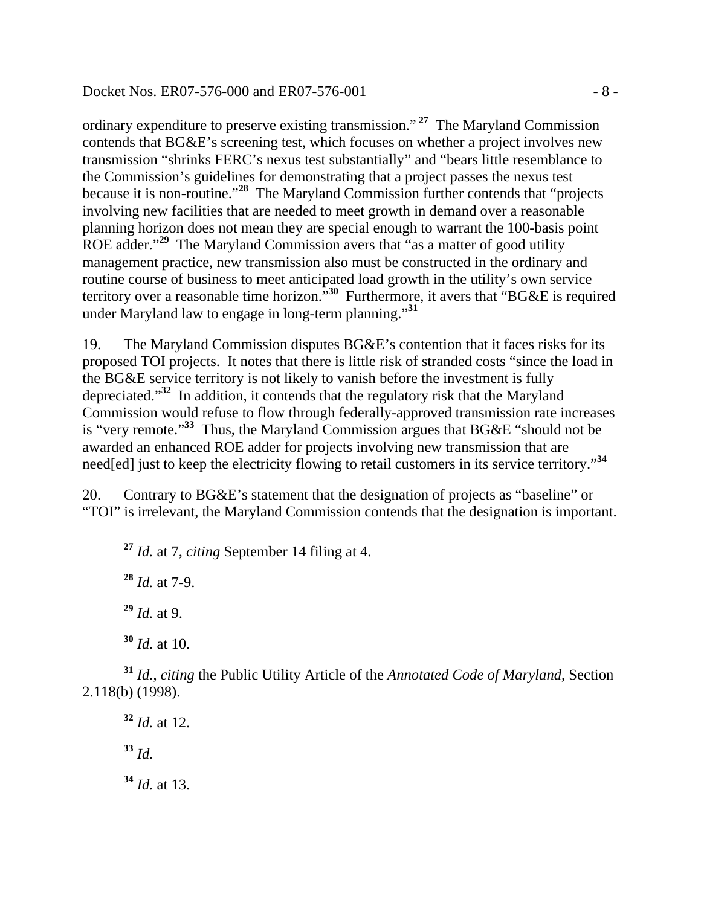ordinary expenditure to preserve existing transmission."[27] The Maryland Commission contends that BG&E's screening test, which focuses on whether a project involves new transmission "shrinks FERC's nexus test substantially" and "bears little resemblance to the Commission's guidelines for demonstrating that a project passes the nexus test because it is non-routine."[28] The Maryland Commission further contends that "projects involving new facilities that are needed to meet growth in demand over a reasonable planning horizon does not mean they are special enough to warrant the 100-basis point ROE adder."[29] The Maryland Commission avers that "as a matter of good utility management practice, new transmission also must be constructed in the ordinary and routine course of business to meet anticipated load growth in the utility's own service territory over a reasonable time horizon."[30] Furthermore, it avers that "BG&E is required under Maryland law to engage in long-term planning."[31]

19. The Maryland Commission disputes BG&E's contention that it faces risks for its proposed TOI projects. It notes that there is little risk of stranded costs "since the load in the BG&E service territory is not likely to vanish before the investment is fully depreciated."[32] In addition, it contends that the regulatory risk that the Maryland Commission would refuse to flow through federally-approved transmission rate increases is "very remote."[33] Thus, the Maryland Commission argues that BG&E "should not be awarded an enhanced ROE adder for projects involving new transmission that are need[ed] just to keep the electricity flowing to retail customers in its service territory."[34]

20. Contrary to BG&E's statement that the designation of projects as "baseline" or "TOI" is irrelevant, the Maryland Commission contends that the designation is important.

---

[27] *Id.* at 7, *citing* September 14 filing at 4.

[28] *Id.* at 7-9.

[29] *Id.* at 9.

[30] *Id.* at 10.

[31] *Id.*, *citing* the Public Utility Article of the *Annotated Code of Maryland,* Section 2.118(b) (1998).

[32] *Id.* at 12.

[33] *Id.*

[34] *Id.* at 13.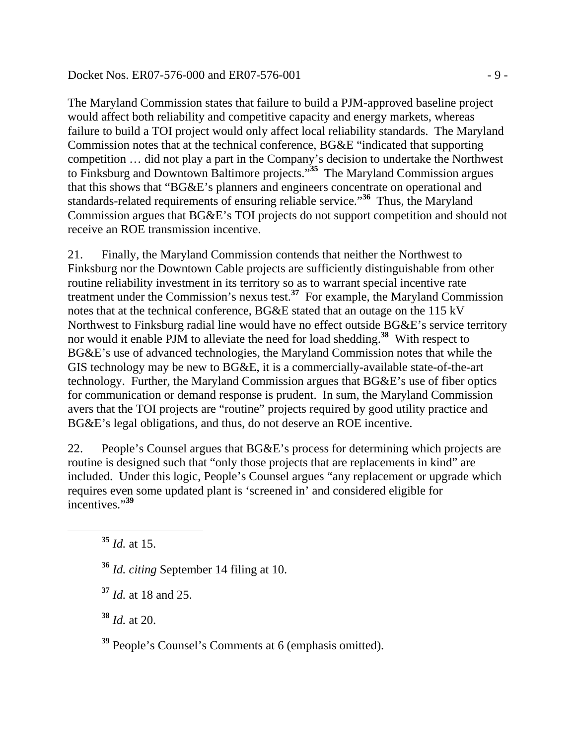The Maryland Commission states that failure to build a PJM-approved baseline project would affect both reliability and competitive capacity and energy markets, whereas failure to build a TOI project would only affect local reliability standards. The Maryland Commission notes that at the technical conference, BG&E "indicated that supporting competition … did not play a part in the Company's decision to undertake the Northwest to Finksburg and Downtown Baltimore projects."[35] The Maryland Commission argues that this shows that "BG&E's planners and engineers concentrate on operational and standards-related requirements of ensuring reliable service."[36] Thus, the Maryland Commission argues that BG&E's TOI projects do not support competition and should not receive an ROE transmission incentive.

21. Finally, the Maryland Commission contends that neither the Northwest to Finksburg nor the Downtown Cable projects are sufficiently distinguishable from other routine reliability investment in its territory so as to warrant special incentive rate treatment under the Commission's nexus test.[37] For example, the Maryland Commission notes that at the technical conference, BG&E stated that an outage on the 115 kV Northwest to Finksburg radial line would have no effect outside BG&E's service territory nor would it enable PJM to alleviate the need for load shedding.[38] With respect to BG&E's use of advanced technologies, the Maryland Commission notes that while the GIS technology may be new to BG&E, it is a commercially-available state-of-the-art technology. Further, the Maryland Commission argues that BG&E's use of fiber optics for communication or demand response is prudent. In sum, the Maryland Commission avers that the TOI projects are "routine" projects required by good utility practice and BG&E's legal obligations, and thus, do not deserve an ROE incentive.

22. People's Counsel argues that BG&E's process for determining which projects are routine is designed such that "only those projects that are replacements in kind" are included. Under this logic, People's Counsel argues "any replacement or upgrade which requires even some updated plant is 'screened in' and considered eligible for incentives."[39]

---

[35] *Id.* at 15.

[36] *Id. citing* September 14 filing at 10.

[37] *Id.* at 18 and 25.

[38] *Id.* at 20.

[39] People's Counsel's Comments at 6 (emphasis omitted).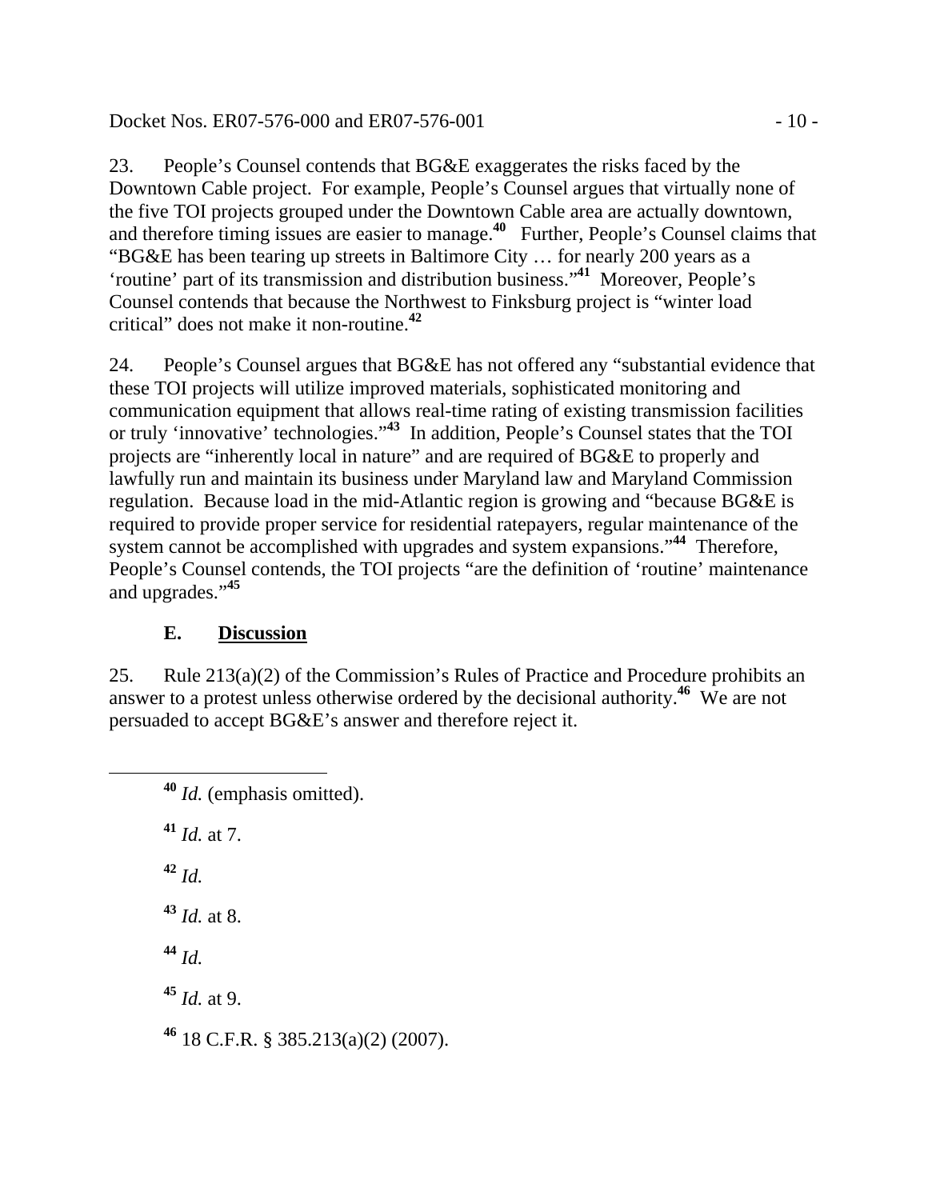23. People's Counsel contends that BG&E exaggerates the risks faced by the Downtown Cable project. For example, People's Counsel argues that virtually none of the five TOI projects grouped under the Downtown Cable area are actually downtown, and therefore timing issues are easier to manage.[40] Further, People's Counsel claims that "BG&E has been tearing up streets in Baltimore City … for nearly 200 years as a 'routine' part of its transmission and distribution business."[41] Moreover, People's Counsel contends that because the Northwest to Finksburg project is "winter load critical" does not make it non-routine.[42]

24. People's Counsel argues that BG&E has not offered any "substantial evidence that these TOI projects will utilize improved materials, sophisticated monitoring and communication equipment that allows real-time rating of existing transmission facilities or truly 'innovative' technologies."[43] In addition, People's Counsel states that the TOI projects are "inherently local in nature" and are required of BG&E to properly and lawfully run and maintain its business under Maryland law and Maryland Commission regulation. Because load in the mid-Atlantic region is growing and "because BG&E is required to provide proper service for residential ratepayers, regular maintenance of the system cannot be accomplished with upgrades and system expansions."[44] Therefore, People's Counsel contends, the TOI projects "are the definition of 'routine' maintenance and upgrades."[45]

### E. Discussion

25. Rule 213(a)(2) of the Commission's Rules of Practice and Procedure prohibits an answer to a protest unless otherwise ordered by the decisional authority.[46] We are not persuaded to accept BG&E's answer and therefore reject it.

---

[40] *Id.* (emphasis omitted).

[41] *Id.* at 7.

[42] *Id.*

[43] *Id.* at 8.

[44] *Id.*

[45] *Id.* at 9.

[46] 18 C.F.R. § 385.213(a)(2) (2007).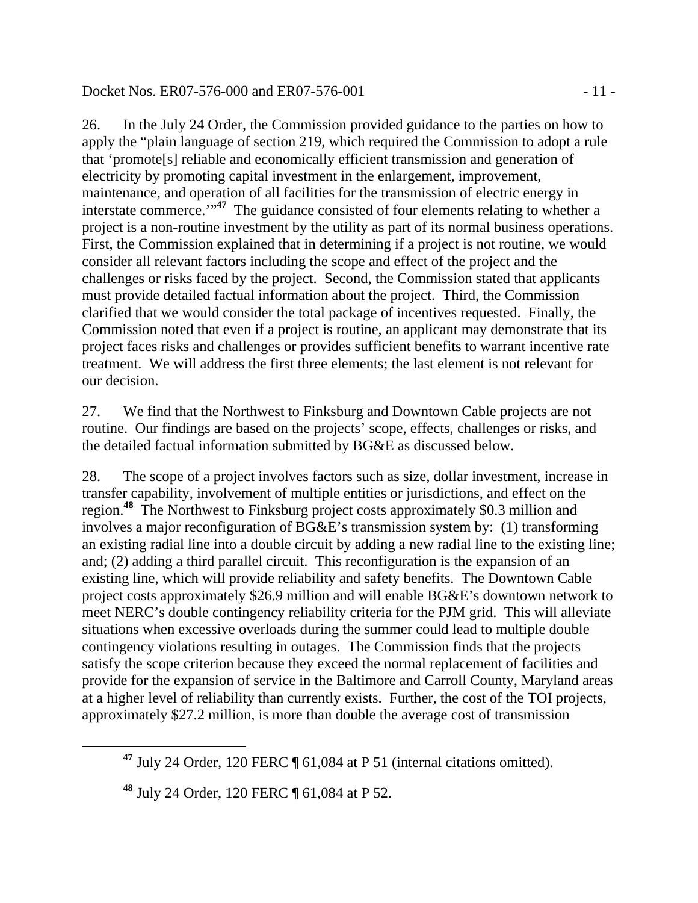26. In the July 24 Order, the Commission provided guidance to the parties on how to apply the "plain language of section 219, which required the Commission to adopt a rule that 'promote[s] reliable and economically efficient transmission and generation of electricity by promoting capital investment in the enlargement, improvement, maintenance, and operation of all facilities for the transmission of electric energy in interstate commerce.'"[47] The guidance consisted of four elements relating to whether a project is a non-routine investment by the utility as part of its normal business operations. First, the Commission explained that in determining if a project is not routine, we would consider all relevant factors including the scope and effect of the project and the challenges or risks faced by the project. Second, the Commission stated that applicants must provide detailed factual information about the project. Third, the Commission clarified that we would consider the total package of incentives requested. Finally, the Commission noted that even if a project is routine, an applicant may demonstrate that its project faces risks and challenges or provides sufficient benefits to warrant incentive rate treatment. We will address the first three elements; the last element is not relevant for our decision.

27. We find that the Northwest to Finksburg and Downtown Cable projects are not routine. Our findings are based on the projects' scope, effects, challenges or risks, and the detailed factual information submitted by BG&E as discussed below.

28. The scope of a project involves factors such as size, dollar investment, increase in transfer capability, involvement of multiple entities or jurisdictions, and effect on the region.[48] The Northwest to Finksburg project costs approximately $0.3 million and involves a major reconfiguration of BG&E's transmission system by: (1) transforming an existing radial line into a double circuit by adding a new radial line to the existing line; and; (2) adding a third parallel circuit. This reconfiguration is the expansion of an existing line, which will provide reliability and safety benefits. The Downtown Cable project costs approximately $26.9 million and will enable BG&E's downtown network to meet NERC's double contingency reliability criteria for the PJM grid. This will alleviate situations when excessive overloads during the summer could lead to multiple double contingency violations resulting in outages. The Commission finds that the projects satisfy the scope criterion because they exceed the normal replacement of facilities and provide for the expansion of service in the Baltimore and Carroll County, Maryland areas at a higher level of reliability than currently exists. Further, the cost of the TOI projects, approximately $27.2 million, is more than double the average cost of transmission

[47] July 24 Order, 120 FERC ¶ 61,084 at P 51 (internal citations omitted).

[48] July 24 Order, 120 FERC ¶ 61,084 at P 52.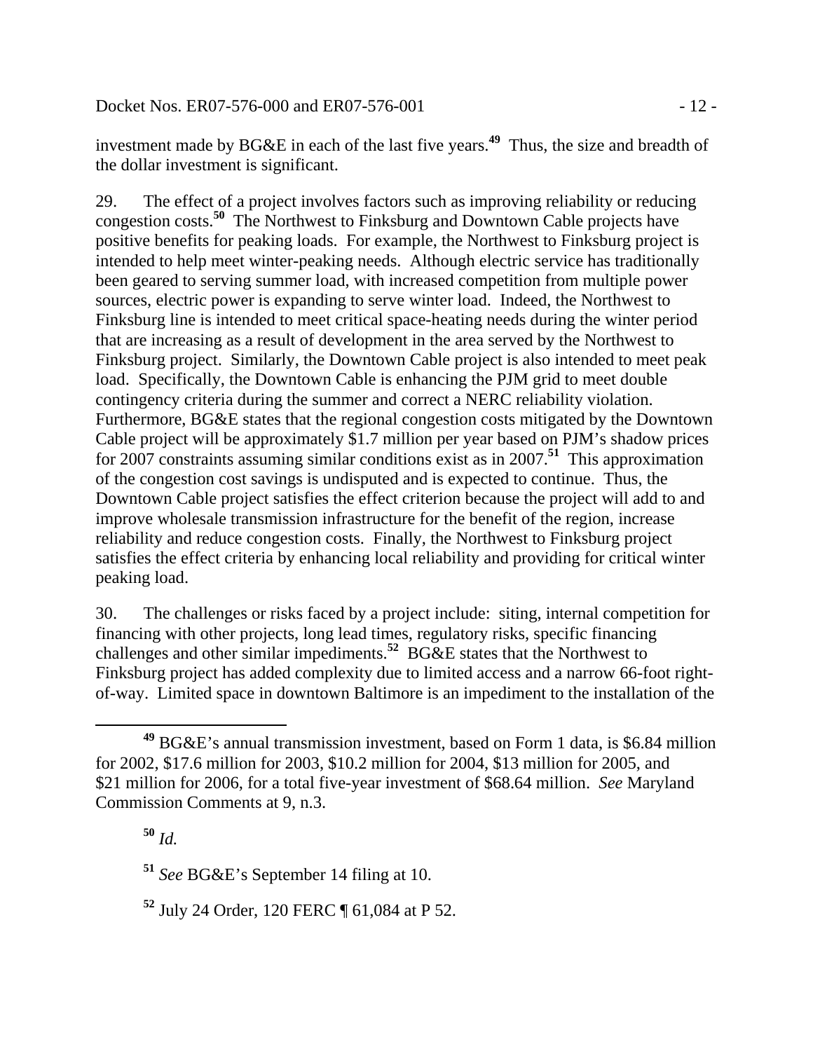investment made by BG&E in each of the last five years.[49] Thus, the size and breadth of the dollar investment is significant.

29. The effect of a project involves factors such as improving reliability or reducing congestion costs.[50] The Northwest to Finksburg and Downtown Cable projects have positive benefits for peaking loads. For example, the Northwest to Finksburg project is intended to help meet winter-peaking needs. Although electric service has traditionally been geared to serving summer load, with increased competition from multiple power sources, electric power is expanding to serve winter load. Indeed, the Northwest to Finksburg line is intended to meet critical space-heating needs during the winter period that are increasing as a result of development in the area served by the Northwest to Finksburg project. Similarly, the Downtown Cable project is also intended to meet peak load. Specifically, the Downtown Cable is enhancing the PJM grid to meet double contingency criteria during the summer and correct a NERC reliability violation. Furthermore, BG&E states that the regional congestion costs mitigated by the Downtown Cable project will be approximately $1.7 million per year based on PJM's shadow prices for 2007 constraints assuming similar conditions exist as in 2007.[51] This approximation of the congestion cost savings is undisputed and is expected to continue. Thus, the Downtown Cable project satisfies the effect criterion because the project will add to and improve wholesale transmission infrastructure for the benefit of the region, increase reliability and reduce congestion costs. Finally, the Northwest to Finksburg project satisfies the effect criteria by enhancing local reliability and providing for critical winter peaking load.

30. The challenges or risks faced by a project include: siting, internal competition for financing with other projects, long lead times, regulatory risks, specific financing challenges and other similar impediments.[52] BG&E states that the Northwest to Finksburg project has added complexity due to limited access and a narrow 66-foot right-of-way. Limited space in downtown Baltimore is an impediment to the installation of the

---

[49] BG&E's annual transmission investment, based on Form 1 data, is $6.84 million for 2002, $17.6 million for 2003, $10.2 million for 2004, $13 million for 2005, and $21 million for 2006, for a total five-year investment of $68.64 million. *See* Maryland Commission Comments at 9, n.3.

[50] *Id.*

[51] *See* BG&E's September 14 filing at 10.

[52] July 24 Order, 120 FERC ¶ 61,084 at P 52.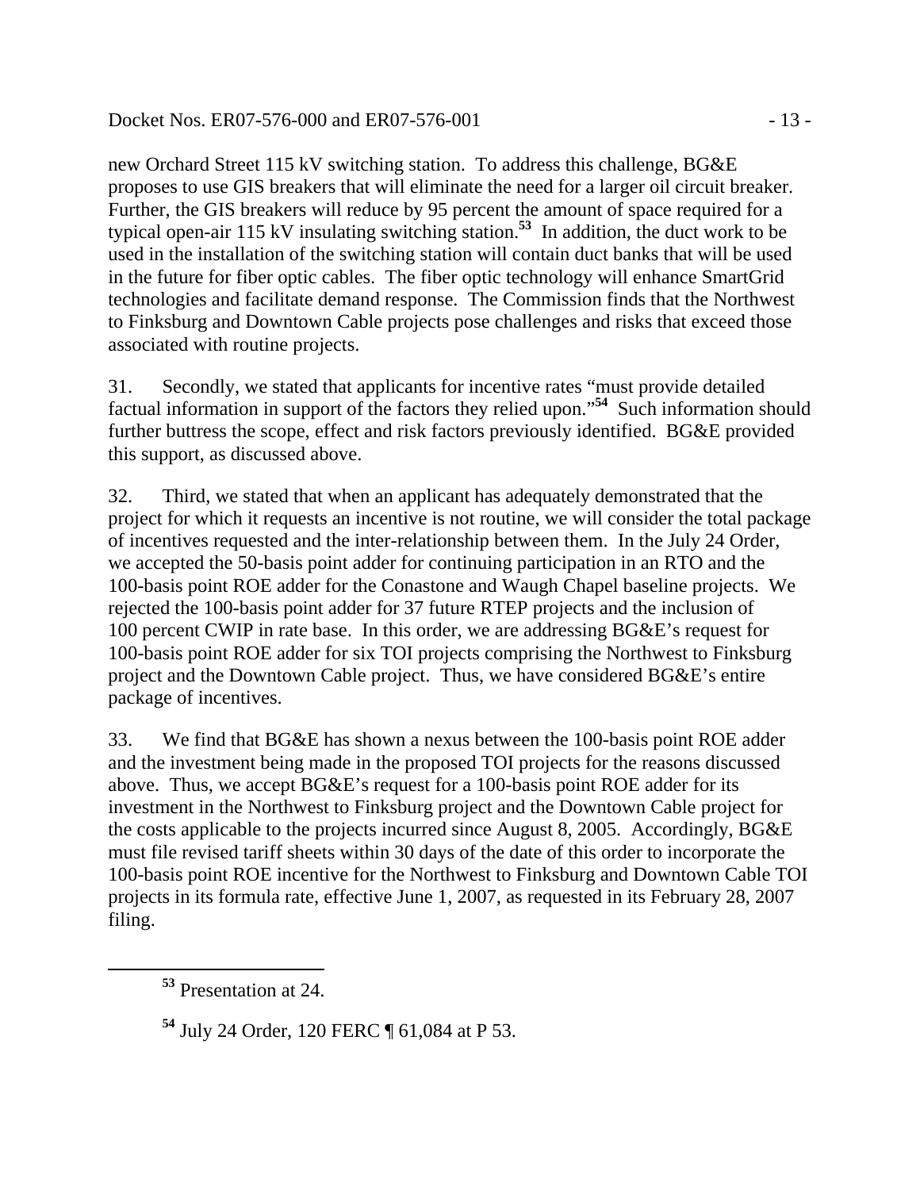new Orchard Street 115 kV switching station. To address this challenge, BG&E proposes to use GIS breakers that will eliminate the need for a larger oil circuit breaker. Further, the GIS breakers will reduce by 95 percent the amount of space required for a typical open-air 115 kV insulating switching station.[53] In addition, the duct work to be used in the installation of the switching station will contain duct banks that will be used in the future for fiber optic cables. The fiber optic technology will enhance SmartGrid technologies and facilitate demand response. The Commission finds that the Northwest to Finksburg and Downtown Cable projects pose challenges and risks that exceed those associated with routine projects.

31. Secondly, we stated that applicants for incentive rates "must provide detailed factual information in support of the factors they relied upon."[54] Such information should further buttress the scope, effect and risk factors previously identified. BG&E provided this support, as discussed above.

32. Third, we stated that when an applicant has adequately demonstrated that the project for which it requests an incentive is not routine, we will consider the total package of incentives requested and the inter-relationship between them. In the July 24 Order, we accepted the 50-basis point adder for continuing participation in an RTO and the 100-basis point ROE adder for the Conastone and Waugh Chapel baseline projects. We rejected the 100-basis point adder for 37 future RTEP projects and the inclusion of 100 percent CWIP in rate base. In this order, we are addressing BG&E's request for 100-basis point ROE adder for six TOI projects comprising the Northwest to Finksburg project and the Downtown Cable project. Thus, we have considered BG&E's entire package of incentives.

33. We find that BG&E has shown a nexus between the 100-basis point ROE adder and the investment being made in the proposed TOI projects for the reasons discussed above. Thus, we accept BG&E's request for a 100-basis point ROE adder for its investment in the Northwest to Finksburg project and the Downtown Cable project for the costs applicable to the projects incurred since August 8, 2005. Accordingly, BG&E must file revised tariff sheets within 30 days of the date of this order to incorporate the 100-basis point ROE incentive for the Northwest to Finksburg and Downtown Cable TOI projects in its formula rate, effective June 1, 2007, as requested in its February 28, 2007 filing.

---

[53] Presentation at 24.

[54] July 24 Order, 120 FERC ¶ 61,084 at P 53.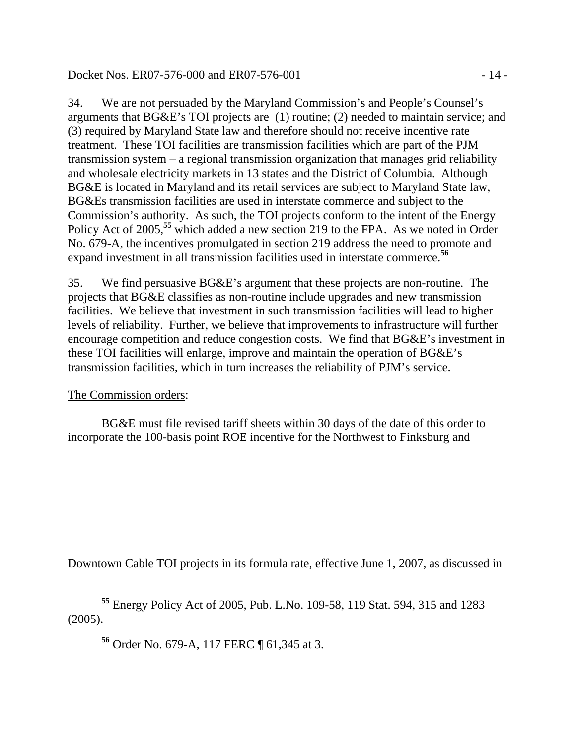34. We are not persuaded by the Maryland Commission's and People's Counsel's arguments that BG&E's TOI projects are (1) routine; (2) needed to maintain service; and (3) required by Maryland State law and therefore should not receive incentive rate treatment. These TOI facilities are transmission facilities which are part of the PJM transmission system – a regional transmission organization that manages grid reliability and wholesale electricity markets in 13 states and the District of Columbia. Although BG&E is located in Maryland and its retail services are subject to Maryland State law, BG&Es transmission facilities are used in interstate commerce and subject to the Commission's authority. As such, the TOI projects conform to the intent of the Energy Policy Act of 2005,[55] which added a new section 219 to the FPA. As we noted in Order No. 679-A, the incentives promulgated in section 219 address the need to promote and expand investment in all transmission facilities used in interstate commerce.[56]

35. We find persuasive BG&E's argument that these projects are non-routine. The projects that BG&E classifies as non-routine include upgrades and new transmission facilities. We believe that investment in such transmission facilities will lead to higher levels of reliability. Further, we believe that improvements to infrastructure will further encourage competition and reduce congestion costs. We find that BG&E's investment in these TOI facilities will enlarge, improve and maintain the operation of BG&E's transmission facilities, which in turn increases the reliability of PJM's service.

<u>The Commission orders</u>:

BG&E must file revised tariff sheets within 30 days of the date of this order to incorporate the 100-basis point ROE incentive for the Northwest to Finksburg and Downtown Cable TOI projects in its formula rate, effective June 1, 2007, as discussed in

---

[55] Energy Policy Act of 2005, Pub. L.No. 109-58, 119 Stat. 594, 315 and 1283 (2005).

[56] Order No. 679-A, 117 FERC ¶ 61,345 at 3.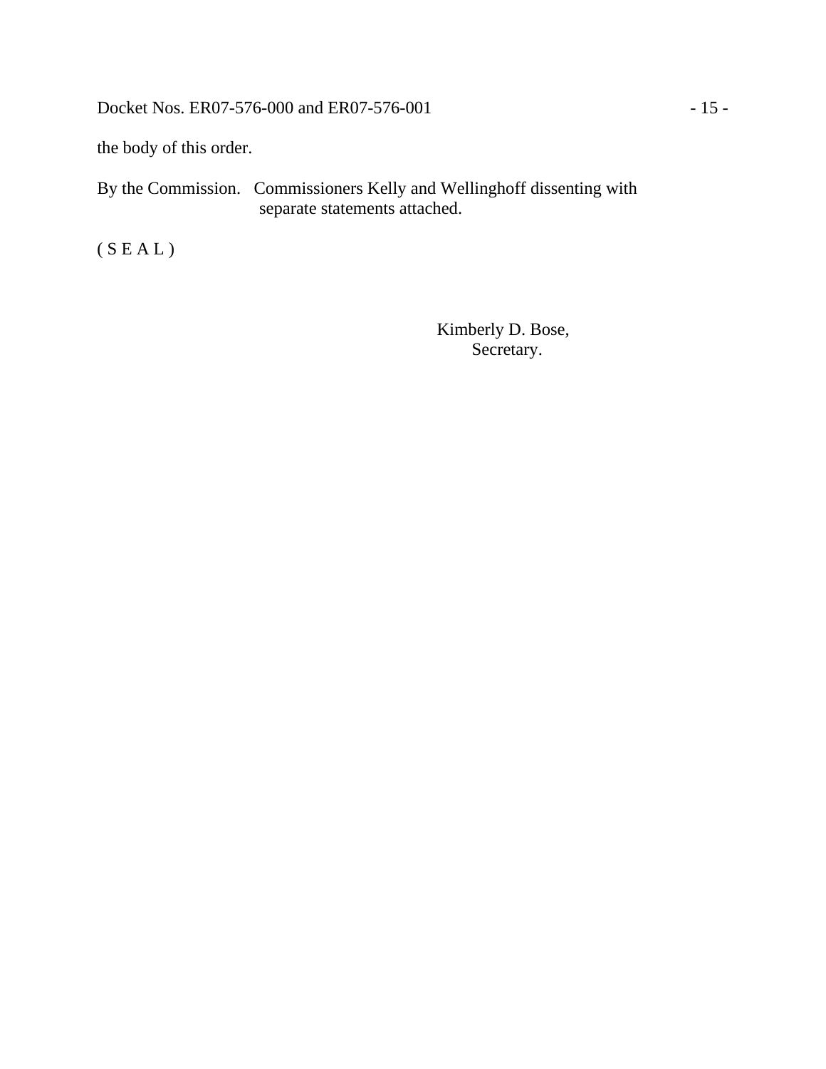the body of this order.

By the Commission. Commissioners Kelly and Wellinghoff dissenting with separate statements attached.

( S E A L )

Kimberly D. Bose,
Secretary.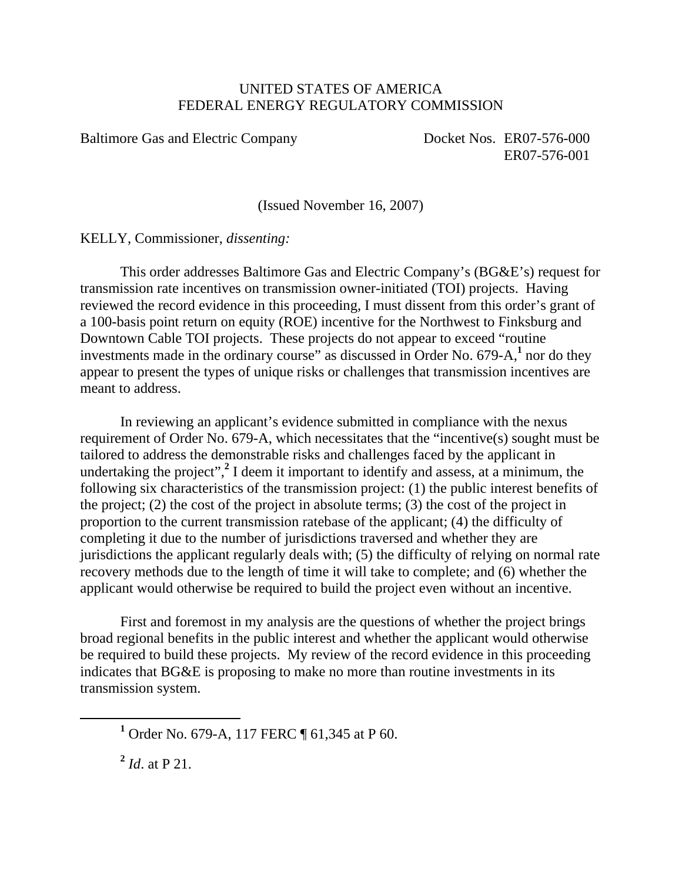UNITED STATES OF AMERICA
FEDERAL ENERGY REGULATORY COMMISSION

Baltimore Gas and Electric Company Docket Nos. ER07-576-000
ER07-576-001

(Issued November 16, 2007)

KELLY, Commissioner, *dissenting:*

This order addresses Baltimore Gas and Electric Company's (BG&E's) request for transmission rate incentives on transmission owner-initiated (TOI) projects. Having reviewed the record evidence in this proceeding, I must dissent from this order's grant of a 100-basis point return on equity (ROE) incentive for the Northwest to Finksburg and Downtown Cable TOI projects. These projects do not appear to exceed "routine investments made in the ordinary course" as discussed in Order No. 679-A,[1] nor do they appear to present the types of unique risks or challenges that transmission incentives are meant to address.

In reviewing an applicant's evidence submitted in compliance with the nexus requirement of Order No. 679-A, which necessitates that the "incentive(s) sought must be tailored to address the demonstrable risks and challenges faced by the applicant in undertaking the project",[2] I deem it important to identify and assess, at a minimum, the following six characteristics of the transmission project: (1) the public interest benefits of the project; (2) the cost of the project in absolute terms; (3) the cost of the project in proportion to the current transmission ratebase of the applicant; (4) the difficulty of completing it due to the number of jurisdictions traversed and whether they are jurisdictions the applicant regularly deals with; (5) the difficulty of relying on normal rate recovery methods due to the length of time it will take to complete; and (6) whether the applicant would otherwise be required to build the project even without an incentive.

First and foremost in my analysis are the questions of whether the project brings broad regional benefits in the public interest and whether the applicant would otherwise be required to build these projects. My review of the record evidence in this proceeding indicates that BG&E is proposing to make no more than routine investments in its transmission system.

[1] Order No. 679-A, 117 FERC ¶ 61,345 at P 60.

[2] *Id*. at P 21.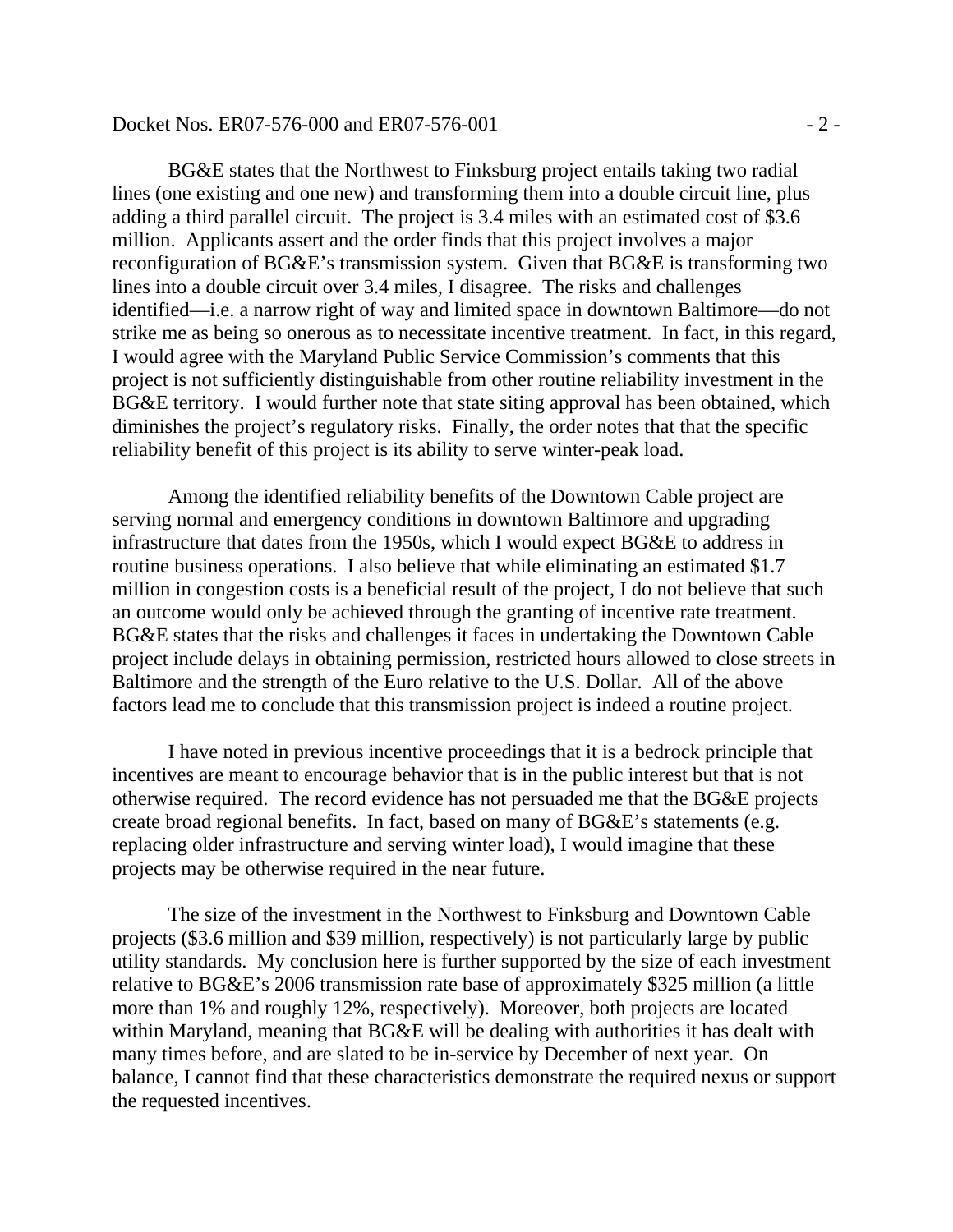BG&E states that the Northwest to Finksburg project entails taking two radial lines (one existing and one new) and transforming them into a double circuit line, plus adding a third parallel circuit. The project is 3.4 miles with an estimated cost of $3.6 million. Applicants assert and the order finds that this project involves a major reconfiguration of BG&E's transmission system. Given that BG&E is transforming two lines into a double circuit over 3.4 miles, I disagree. The risks and challenges identified—i.e. a narrow right of way and limited space in downtown Baltimore—do not strike me as being so onerous as to necessitate incentive treatment. In fact, in this regard, I would agree with the Maryland Public Service Commission's comments that this project is not sufficiently distinguishable from other routine reliability investment in the BG&E territory. I would further note that state siting approval has been obtained, which diminishes the project's regulatory risks. Finally, the order notes that that the specific reliability benefit of this project is its ability to serve winter-peak load.

Among the identified reliability benefits of the Downtown Cable project are serving normal and emergency conditions in downtown Baltimore and upgrading infrastructure that dates from the 1950s, which I would expect BG&E to address in routine business operations. I also believe that while eliminating an estimated $1.7 million in congestion costs is a beneficial result of the project, I do not believe that such an outcome would only be achieved through the granting of incentive rate treatment. BG&E states that the risks and challenges it faces in undertaking the Downtown Cable project include delays in obtaining permission, restricted hours allowed to close streets in Baltimore and the strength of the Euro relative to the U.S. Dollar. All of the above factors lead me to conclude that this transmission project is indeed a routine project.

I have noted in previous incentive proceedings that it is a bedrock principle that incentives are meant to encourage behavior that is in the public interest but that is not otherwise required. The record evidence has not persuaded me that the BG&E projects create broad regional benefits. In fact, based on many of BG&E's statements (e.g. replacing older infrastructure and serving winter load), I would imagine that these projects may be otherwise required in the near future.

The size of the investment in the Northwest to Finksburg and Downtown Cable projects ($3.6 million and $39 million, respectively) is not particularly large by public utility standards. My conclusion here is further supported by the size of each investment relative to BG&E's 2006 transmission rate base of approximately $325 million (a little more than 1% and roughly 12%, respectively). Moreover, both projects are located within Maryland, meaning that BG&E will be dealing with authorities it has dealt with many times before, and are slated to be in-service by December of next year. On balance, I cannot find that these characteristics demonstrate the required nexus or support the requested incentives.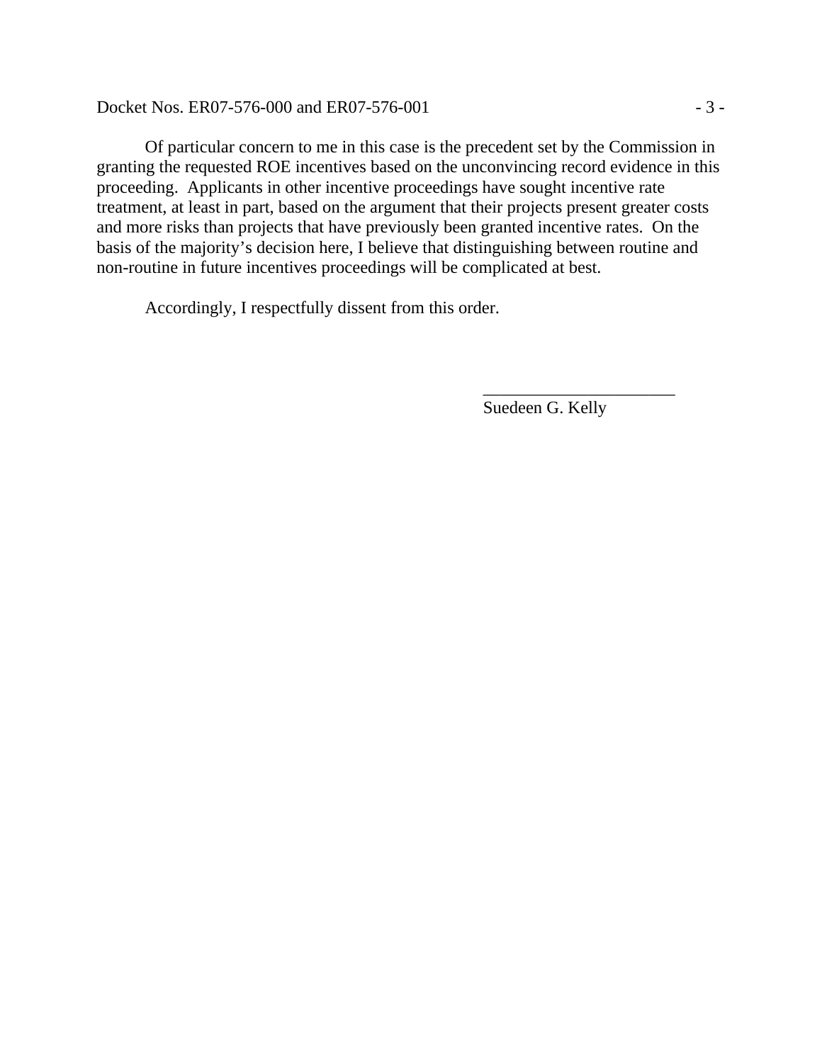Of particular concern to me in this case is the precedent set by the Commission in granting the requested ROE incentives based on the unconvincing record evidence in this proceeding. Applicants in other incentive proceedings have sought incentive rate treatment, at least in part, based on the argument that their projects present greater costs and more risks than projects that have previously been granted incentive rates. On the basis of the majority's decision here, I believe that distinguishing between routine and non-routine in future incentives proceedings will be complicated at best.

Accordingly, I respectfully dissent from this order.

______________________
Suedeen G. Kelly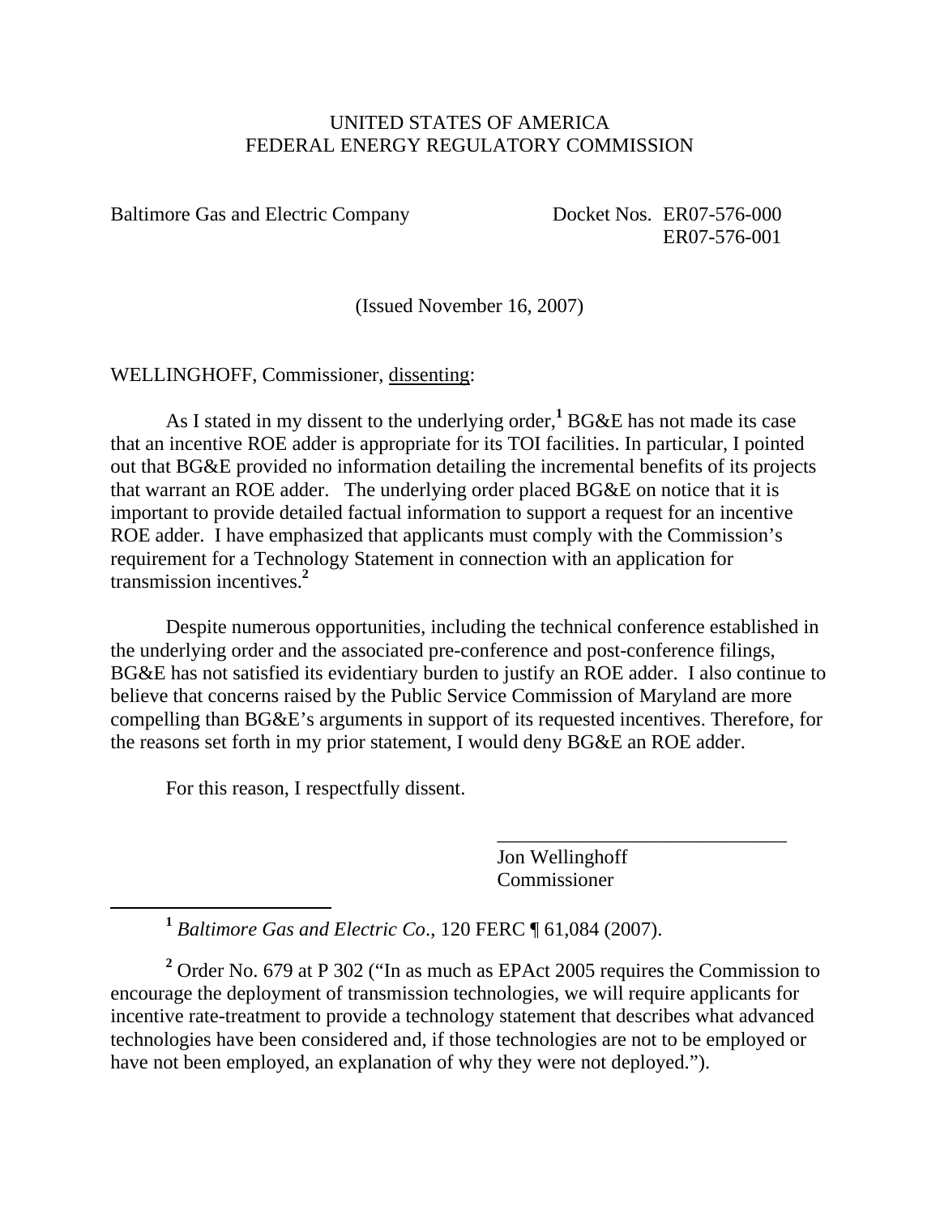UNITED STATES OF AMERICA
FEDERAL ENERGY REGULATORY COMMISSION

Baltimore Gas and Electric Company Docket Nos. ER07-576-000
ER07-576-001

(Issued November 16, 2007)

WELLINGHOFF, Commissioner, dissenting:

As I stated in my dissent to the underlying order,[1] BG&E has not made its case that an incentive ROE adder is appropriate for its TOI facilities. In particular, I pointed out that BG&E provided no information detailing the incremental benefits of its projects that warrant an ROE adder. The underlying order placed BG&E on notice that it is important to provide detailed factual information to support a request for an incentive ROE adder. I have emphasized that applicants must comply with the Commission's requirement for a Technology Statement in connection with an application for transmission incentives.[2]

Despite numerous opportunities, including the technical conference established in the underlying order and the associated pre-conference and post-conference filings, BG&E has not satisfied its evidentiary burden to justify an ROE adder. I also continue to believe that concerns raised by the Public Service Commission of Maryland are more compelling than BG&E's arguments in support of its requested incentives. Therefore, for the reasons set forth in my prior statement, I would deny BG&E an ROE adder.

For this reason, I respectfully dissent.

______________________________
Jon Wellinghoff
Commissioner

---

[1] *Baltimore Gas and Electric Co*., 120 FERC ¶ 61,084 (2007).

[2] Order No. 679 at P 302 ("In as much as EPAct 2005 requires the Commission to encourage the deployment of transmission technologies, we will require applicants for incentive rate-treatment to provide a technology statement that describes what advanced technologies have been considered and, if those technologies are not to be employed or have not been employed, an explanation of why they were not deployed.").